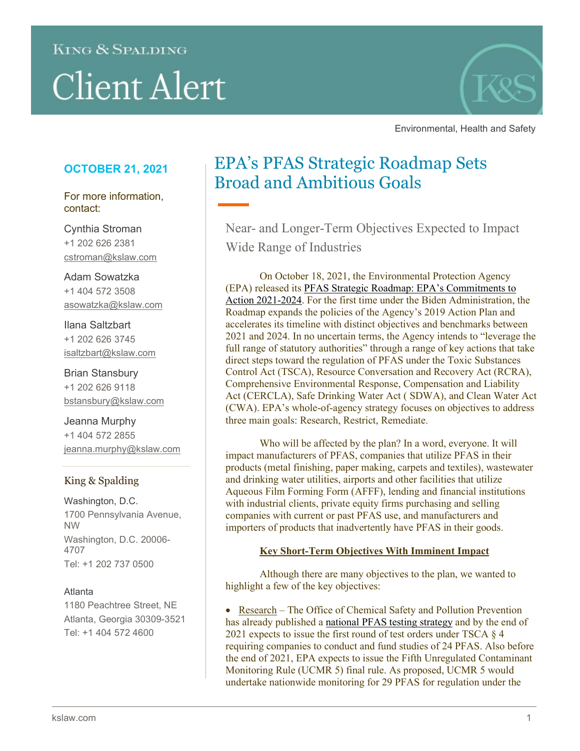King & Spalding

# Client Alert

Environmental, Health and Safety

**OCTOBER 21, 2021**

For more information, contact:

Cynthia Stroman
+1 202 626 2381
cstroman@kslaw.com

Adam Sowatzka
+1 404 572 3508
asowatzka@kslaw.com

Ilana Saltzbart
+1 202 626 3745
isaltzbart@kslaw.com

Brian Stansbury
+1 202 626 9118
bstansbury@kslaw.com

Jeanna Murphy
+1 404 572 2855
jeanna.murphy@kslaw.com

King & Spalding

Washington, D.C.
1700 Pennsylvania Avenue, NW
Washington, D.C. 20006-4707
Tel: +1 202 737 0500

Atlanta
1180 Peachtree Street, NE
Atlanta, Georgia 30309-3521
Tel: +1 404 572 4600

## EPA's PFAS Strategic Roadmap Sets Broad and Ambitious Goals

### Near- and Longer-Term Objectives Expected to Impact Wide Range of Industries

On October 18, 2021, the Environmental Protection Agency (EPA) released its PFAS Strategic Roadmap: EPA's Commitments to Action 2021-2024. For the first time under the Biden Administration, the Roadmap expands the policies of the Agency's 2019 Action Plan and accelerates its timeline with distinct objectives and benchmarks between 2021 and 2024. In no uncertain terms, the Agency intends to "leverage the full range of statutory authorities" through a range of key actions that take direct steps toward the regulation of PFAS under the Toxic Substances Control Act (TSCA), Resource Conversation and Recovery Act (RCRA), Comprehensive Environmental Response, Compensation and Liability Act (CERCLA), Safe Drinking Water Act ( SDWA), and Clean Water Act (CWA). EPA's whole-of-agency strategy focuses on objectives to address three main goals: Research, Restrict, Remediate.

Who will be affected by the plan? In a word, everyone. It will impact manufacturers of PFAS, companies that utilize PFAS in their products (metal finishing, paper making, carpets and textiles), wastewater and drinking water utilities, airports and other facilities that utilize Aqueous Film Forming Form (AFFF), lending and financial institutions with industrial clients, private equity firms purchasing and selling companies with current or past PFAS use, and manufacturers and importers of products that inadvertently have PFAS in their goods.

**Key Short-Term Objectives With Imminent Impact**

Although there are many objectives to the plan, we wanted to highlight a few of the key objectives:

- Research – The Office of Chemical Safety and Pollution Prevention has already published a national PFAS testing strategy and by the end of 2021 expects to issue the first round of test orders under TSCA § 4 requiring companies to conduct and fund studies of 24 PFAS. Also before the end of 2021, EPA expects to issue the Fifth Unregulated Contaminant Monitoring Rule (UCMR 5) final rule. As proposed, UCMR 5 would undertake nationwide monitoring for 29 PFAS for regulation under the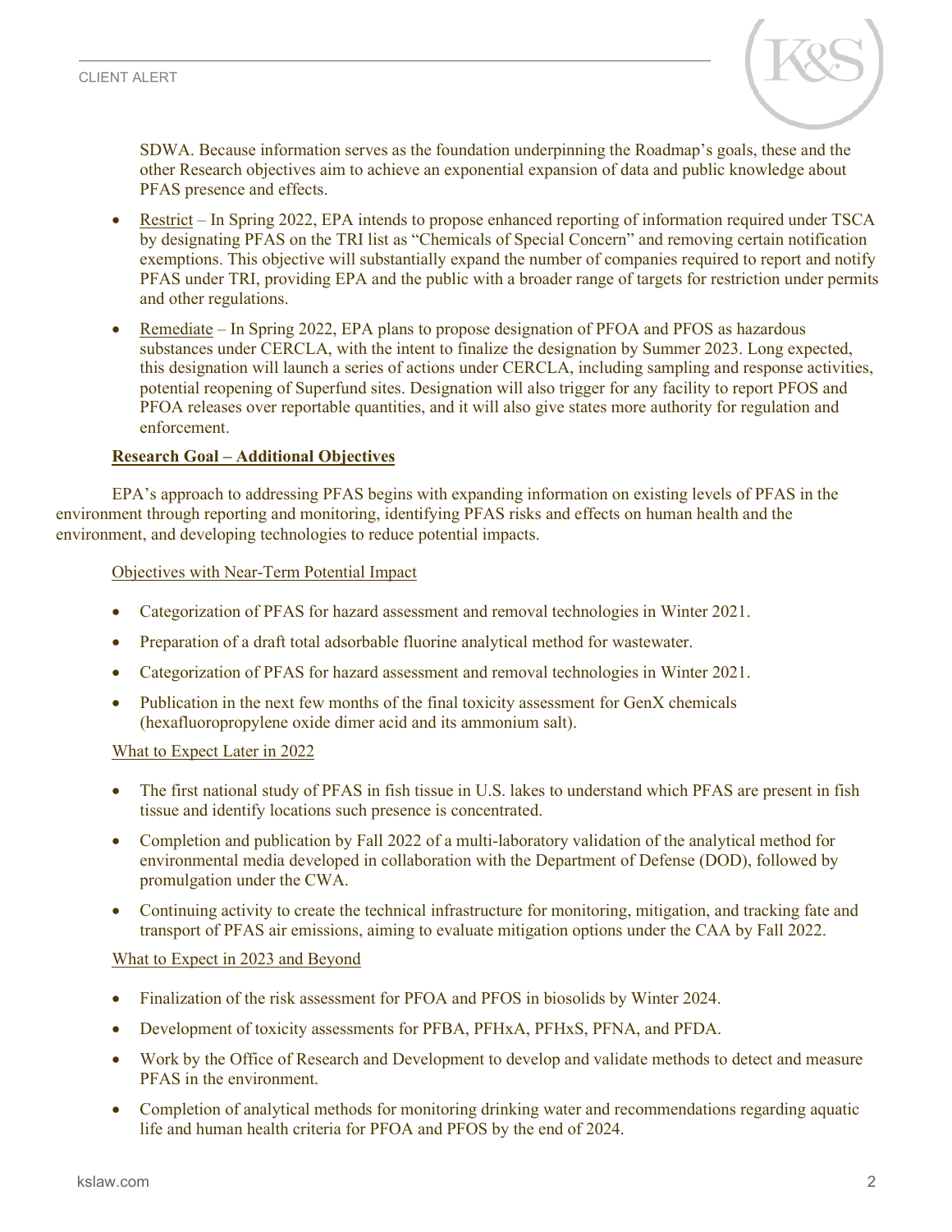SDWA. Because information serves as the foundation underpinning the Roadmap's goals, these and the other Research objectives aim to achieve an exponential expansion of data and public knowledge about PFAS presence and effects.

- Restrict – In Spring 2022, EPA intends to propose enhanced reporting of information required under TSCA by designating PFAS on the TRI list as "Chemicals of Special Concern" and removing certain notification exemptions. This objective will substantially expand the number of companies required to report and notify PFAS under TRI, providing EPA and the public with a broader range of targets for restriction under permits and other regulations.
- Remediate – In Spring 2022, EPA plans to propose designation of PFOA and PFOS as hazardous substances under CERCLA, with the intent to finalize the designation by Summer 2023. Long expected, this designation will launch a series of actions under CERCLA, including sampling and response activities, potential reopening of Superfund sites. Designation will also trigger for any facility to report PFOS and PFOA releases over reportable quantities, and it will also give states more authority for regulation and enforcement.

**Research Goal – Additional Objectives**

EPA's approach to addressing PFAS begins with expanding information on existing levels of PFAS in the environment through reporting and monitoring, identifying PFAS risks and effects on human health and the environment, and developing technologies to reduce potential impacts.

Objectives with Near-Term Potential Impact

- Categorization of PFAS for hazard assessment and removal technologies in Winter 2021.
- Preparation of a draft total adsorbable fluorine analytical method for wastewater.
- Categorization of PFAS for hazard assessment and removal technologies in Winter 2021.
- Publication in the next few months of the final toxicity assessment for GenX chemicals (hexafluoropropylene oxide dimer acid and its ammonium salt).

What to Expect Later in 2022

- The first national study of PFAS in fish tissue in U.S. lakes to understand which PFAS are present in fish tissue and identify locations such presence is concentrated.
- Completion and publication by Fall 2022 of a multi-laboratory validation of the analytical method for environmental media developed in collaboration with the Department of Defense (DOD), followed by promulgation under the CWA.
- Continuing activity to create the technical infrastructure for monitoring, mitigation, and tracking fate and transport of PFAS air emissions, aiming to evaluate mitigation options under the CAA by Fall 2022.

What to Expect in 2023 and Beyond

- Finalization of the risk assessment for PFOA and PFOS in biosolids by Winter 2024.
- Development of toxicity assessments for PFBA, PFHxA, PFHxS, PFNA, and PFDA.
- Work by the Office of Research and Development to develop and validate methods to detect and measure PFAS in the environment.
- Completion of analytical methods for monitoring drinking water and recommendations regarding aquatic life and human health criteria for PFOA and PFOS by the end of 2024.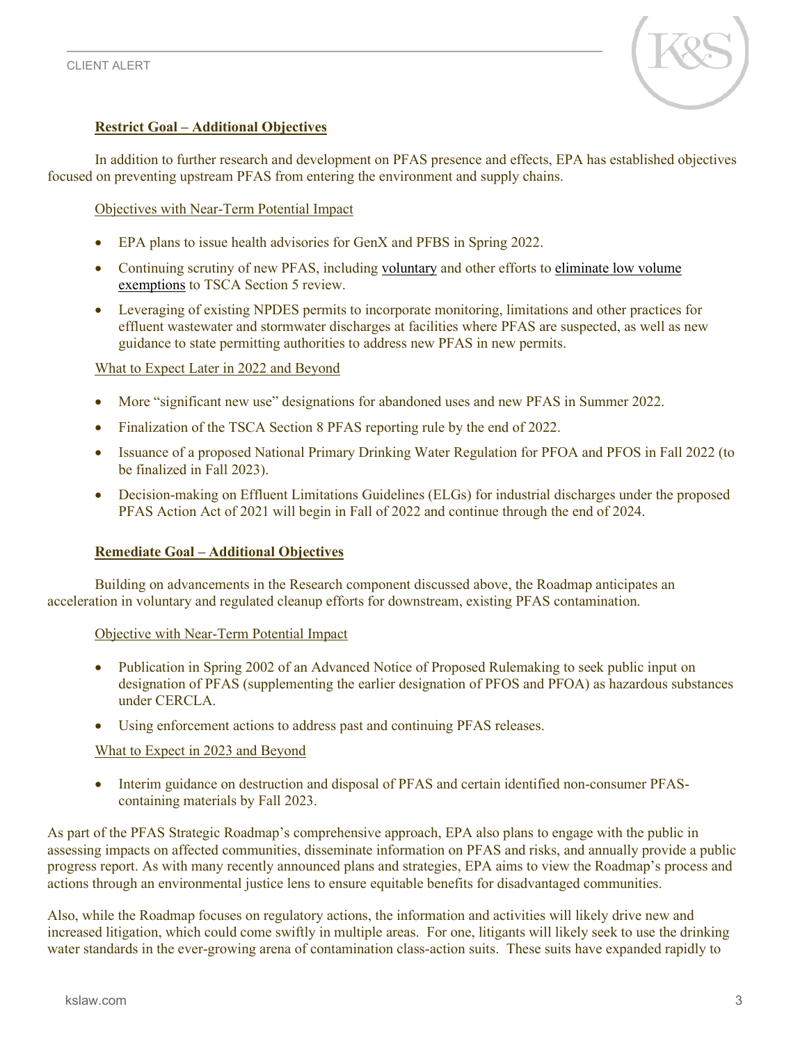**Restrict Goal – Additional Objectives**

In addition to further research and development on PFAS presence and effects, EPA has established objectives focused on preventing upstream PFAS from entering the environment and supply chains.

Objectives with Near-Term Potential Impact

- EPA plans to issue health advisories for GenX and PFBS in Spring 2022.
- Continuing scrutiny of new PFAS, including voluntary and other efforts to eliminate low volume exemptions to TSCA Section 5 review.
- Leveraging of existing NPDES permits to incorporate monitoring, limitations and other practices for effluent wastewater and stormwater discharges at facilities where PFAS are suspected, as well as new guidance to state permitting authorities to address new PFAS in new permits.

What to Expect Later in 2022 and Beyond

- More "significant new use" designations for abandoned uses and new PFAS in Summer 2022.
- Finalization of the TSCA Section 8 PFAS reporting rule by the end of 2022.
- Issuance of a proposed National Primary Drinking Water Regulation for PFOA and PFOS in Fall 2022 (to be finalized in Fall 2023).
- Decision-making on Effluent Limitations Guidelines (ELGs) for industrial discharges under the proposed PFAS Action Act of 2021 will begin in Fall of 2022 and continue through the end of 2024.

**Remediate Goal – Additional Objectives**

Building on advancements in the Research component discussed above, the Roadmap anticipates an acceleration in voluntary and regulated cleanup efforts for downstream, existing PFAS contamination.

Objective with Near-Term Potential Impact

- Publication in Spring 2002 of an Advanced Notice of Proposed Rulemaking to seek public input on designation of PFAS (supplementing the earlier designation of PFOS and PFOA) as hazardous substances under CERCLA.
- Using enforcement actions to address past and continuing PFAS releases.

What to Expect in 2023 and Beyond

- Interim guidance on destruction and disposal of PFAS and certain identified non-consumer PFAS-containing materials by Fall 2023.

As part of the PFAS Strategic Roadmap's comprehensive approach, EPA also plans to engage with the public in assessing impacts on affected communities, disseminate information on PFAS and risks, and annually provide a public progress report. As with many recently announced plans and strategies, EPA aims to view the Roadmap's process and actions through an environmental justice lens to ensure equitable benefits for disadvantaged communities.

Also, while the Roadmap focuses on regulatory actions, the information and activities will likely drive new and increased litigation, which could come swiftly in multiple areas. For one, litigants will likely seek to use the drinking water standards in the ever-growing arena of contamination class-action suits. These suits have expanded rapidly to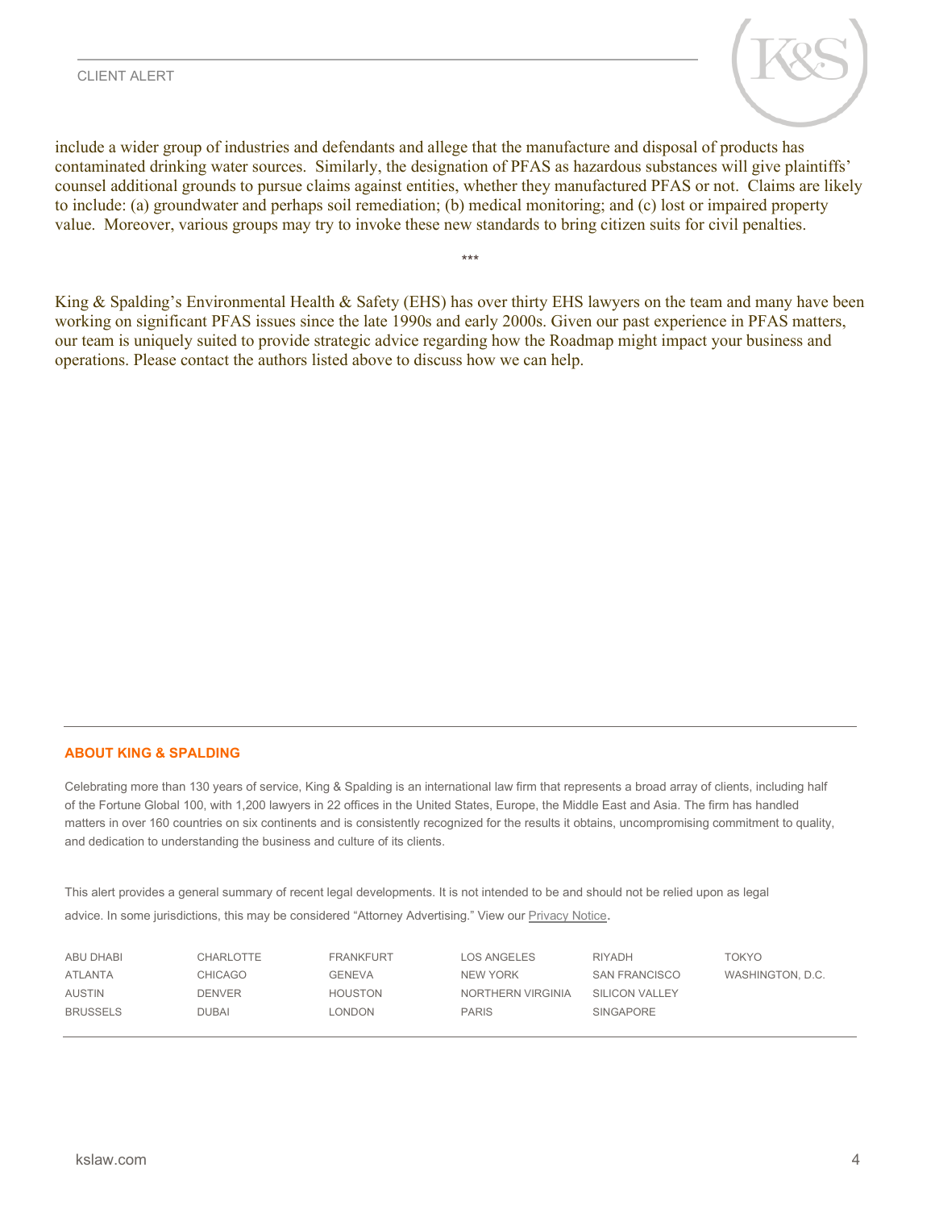include a wider group of industries and defendants and allege that the manufacture and disposal of products has contaminated drinking water sources. Similarly, the designation of PFAS as hazardous substances will give plaintiffs' counsel additional grounds to pursue claims against entities, whether they manufactured PFAS or not. Claims are likely to include: (a) groundwater and perhaps soil remediation; (b) medical monitoring; and (c) lost or impaired property value. Moreover, various groups may try to invoke these new standards to bring citizen suits for civil penalties.

***

King & Spalding's Environmental Health & Safety (EHS) has over thirty EHS lawyers on the team and many have been working on significant PFAS issues since the late 1990s and early 2000s. Given our past experience in PFAS matters, our team is uniquely suited to provide strategic advice regarding how the Roadmap might impact your business and operations. Please contact the authors listed above to discuss how we can help.

---

### ABOUT KING & SPALDING

Celebrating more than 130 years of service, King & Spalding is an international law firm that represents a broad array of clients, including half of the Fortune Global 100, with 1,200 lawyers in 22 offices in the United States, Europe, the Middle East and Asia. The firm has handled matters in over 160 countries on six continents and is consistently recognized for the results it obtains, uncompromising commitment to quality, and dedication to understanding the business and culture of its clients.

This alert provides a general summary of recent legal developments. It is not intended to be and should not be relied upon as legal advice. In some jurisdictions, this may be considered "Attorney Advertising." View our Privacy Notice.

| | | | | | |
|---|---|---|---|---|---|
| ABU DHABI | CHARLOTTE | FRANKFURT | LOS ANGELES | RIYADH | TOKYO |
| ATLANTA | CHICAGO | GENEVA | NEW YORK | SAN FRANCISCO | WASHINGTON, D.C. |
| AUSTIN | DENVER | HOUSTON | NORTHERN VIRGINIA | SILICON VALLEY | |
| BRUSSELS | DUBAI | LONDON | PARIS | SINGAPORE | |